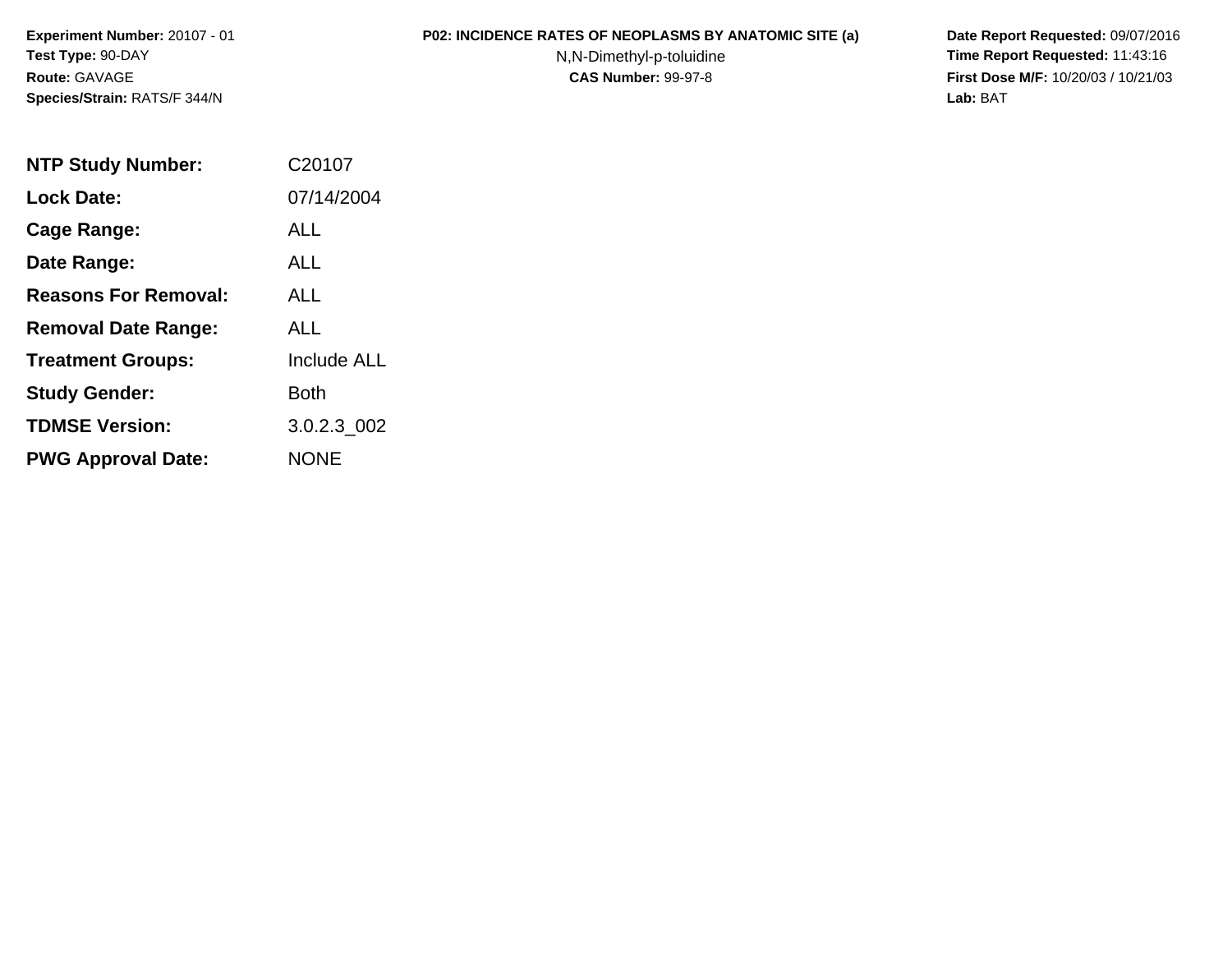**Experiment Number:** 20107 - 01
**Test Type:** 90-DAY
**Route:** GAVAGE
**Species/Strain:** RATS/F 344/N

**P02: INCIDENCE RATES OF NEOPLASMS BY ANATOMIC SITE (a)**
N,N-Dimethyl-p-toluidine
**CAS Number:** 99-97-8

**Date Report Requested:** 09/07/2016
**Time Report Requested:** 11:43:16
**First Dose M/F:** 10/20/03 / 10/21/03
**Lab:** BAT

| | |
|---|---|
| **NTP Study Number:** | C20107 |
| **Lock Date:** | 07/14/2004 |
| **Cage Range:** | ALL |
| **Date Range:** | ALL |
| **Reasons For Removal:** | ALL |
| **Removal Date Range:** | ALL |
| **Treatment Groups:** | Include ALL |
| **Study Gender:** | Both |
| **TDMSE Version:** | 3.0.2.3_002 |
| **PWG Approval Date:** | NONE |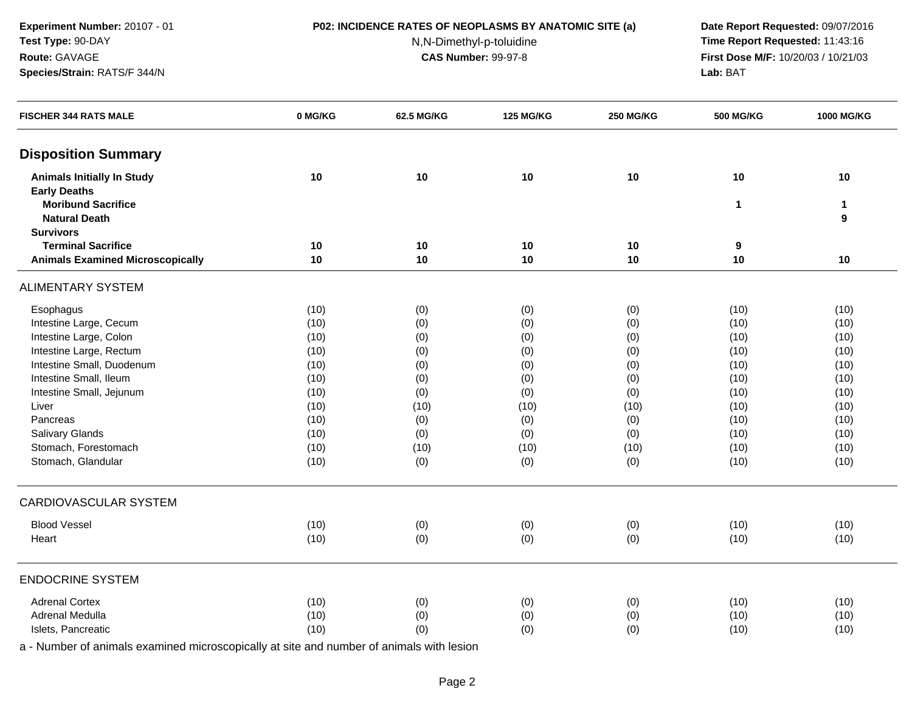**Experiment Number:** 20107 - 01
**Test Type:** 90-DAY
**Route:** GAVAGE
**Species/Strain:** RATS/F 344/N

**P02: INCIDENCE RATES OF NEOPLASMS BY ANATOMIC SITE (a)**
N,N-Dimethyl-p-toluidine
**CAS Number:** 99-97-8

**Date Report Requested:** 09/07/2016
**Time Report Requested:** 11:43:16
**First Dose M/F:** 10/20/03 / 10/21/03
**Lab:** BAT

| FISCHER 344 RATS MALE | 0 MG/KG | 62.5 MG/KG | 125 MG/KG | 250 MG/KG | 500 MG/KG | 1000 MG/KG |
|---|---|---|---|---|---|---|
| **Disposition Summary** | | | | | | |
| **Animals Initially In Study** | **10** | **10** | **10** | **10** | **10** | **10** |
| **Early Deaths** | | | | | | |
| **Moribund Sacrifice** | | | | | **1** | **1** |
| **Natural Death** | | | | | | **9** |
| **Survivors** | | | | | | |
| **Terminal Sacrifice** | **10** | **10** | **10** | **10** | **9** | |
| **Animals Examined Microscopically** | **10** | **10** | **10** | **10** | **10** | **10** |
| ALIMENTARY SYSTEM | | | | | | |
| Esophagus | (10) | (0) | (0) | (0) | (10) | (10) |
| Intestine Large, Cecum | (10) | (0) | (0) | (0) | (10) | (10) |
| Intestine Large, Colon | (10) | (0) | (0) | (0) | (10) | (10) |
| Intestine Large, Rectum | (10) | (0) | (0) | (0) | (10) | (10) |
| Intestine Small, Duodenum | (10) | (0) | (0) | (0) | (10) | (10) |
| Intestine Small, Ileum | (10) | (0) | (0) | (0) | (10) | (10) |
| Intestine Small, Jejunum | (10) | (0) | (0) | (0) | (10) | (10) |
| Liver | (10) | (10) | (10) | (10) | (10) | (10) |
| Pancreas | (10) | (0) | (0) | (0) | (10) | (10) |
| Salivary Glands | (10) | (0) | (0) | (0) | (10) | (10) |
| Stomach, Forestomach | (10) | (10) | (10) | (10) | (10) | (10) |
| Stomach, Glandular | (10) | (0) | (0) | (0) | (10) | (10) |
| CARDIOVASCULAR SYSTEM | | | | | | |
| Blood Vessel | (10) | (0) | (0) | (0) | (10) | (10) |
| Heart | (10) | (0) | (0) | (0) | (10) | (10) |
| ENDOCRINE SYSTEM | | | | | | |
| Adrenal Cortex | (10) | (0) | (0) | (0) | (10) | (10) |
| Adrenal Medulla | (10) | (0) | (0) | (0) | (10) | (10) |
| Islets, Pancreatic | (10) | (0) | (0) | (0) | (10) | (10) |

a - Number of animals examined microscopically at site and number of animals with lesion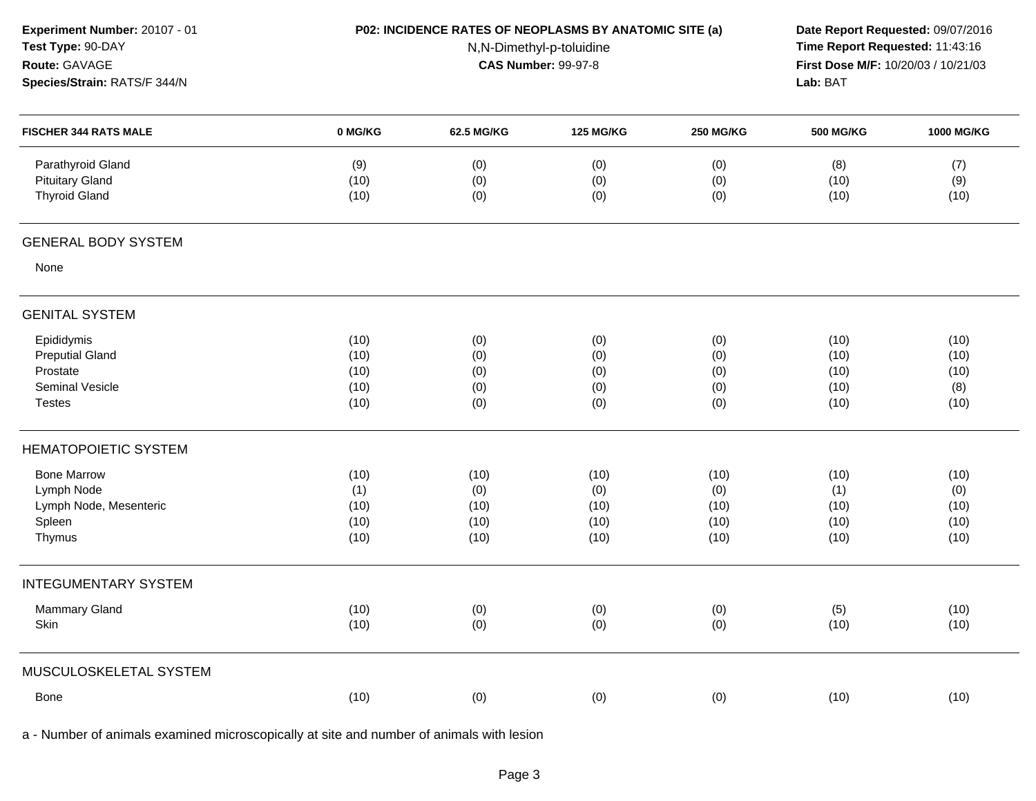**Experiment Number:** 20107 - 01
**Test Type:** 90-DAY
**Route:** GAVAGE
**Species/Strain:** RATS/F 344/N

**P02: INCIDENCE RATES OF NEOPLASMS BY ANATOMIC SITE (a)**
N,N-Dimethyl-p-toluidine
**CAS Number:** 99-97-8

**Date Report Requested:** 09/07/2016
**Time Report Requested:** 11:43:16
**First Dose M/F:** 10/20/03 / 10/21/03
**Lab:** BAT

| FISCHER 344 RATS MALE | 0 MG/KG | 62.5 MG/KG | 125 MG/KG | 250 MG/KG | 500 MG/KG | 1000 MG/KG |
|---|---|---|---|---|---|---|
| Parathyroid Gland | (9) | (0) | (0) | (0) | (8) | (7) |
| Pituitary Gland | (10) | (0) | (0) | (0) | (10) | (9) |
| Thyroid Gland | (10) | (0) | (0) | (0) | (10) | (10) |
| **GENERAL BODY SYSTEM** | | | | | | |
| None | | | | | | |
| **GENITAL SYSTEM** | | | | | | |
| Epididymis | (10) | (0) | (0) | (0) | (10) | (10) |
| Preputial Gland | (10) | (0) | (0) | (0) | (10) | (10) |
| Prostate | (10) | (0) | (0) | (0) | (10) | (10) |
| Seminal Vesicle | (10) | (0) | (0) | (0) | (10) | (8) |
| Testes | (10) | (0) | (0) | (0) | (10) | (10) |
| **HEMATOPOIETIC SYSTEM** | | | | | | |
| Bone Marrow | (10) | (10) | (10) | (10) | (10) | (10) |
| Lymph Node | (1) | (0) | (0) | (0) | (1) | (0) |
| Lymph Node, Mesenteric | (10) | (10) | (10) | (10) | (10) | (10) |
| Spleen | (10) | (10) | (10) | (10) | (10) | (10) |
| Thymus | (10) | (10) | (10) | (10) | (10) | (10) |
| **INTEGUMENTARY SYSTEM** | | | | | | |
| Mammary Gland | (10) | (0) | (0) | (0) | (5) | (10) |
| Skin | (10) | (0) | (0) | (0) | (10) | (10) |
| **MUSCULOSKELETAL SYSTEM** | | | | | | |
| Bone | (10) | (0) | (0) | (0) | (10) | (10) |

a - Number of animals examined microscopically at site and number of animals with lesion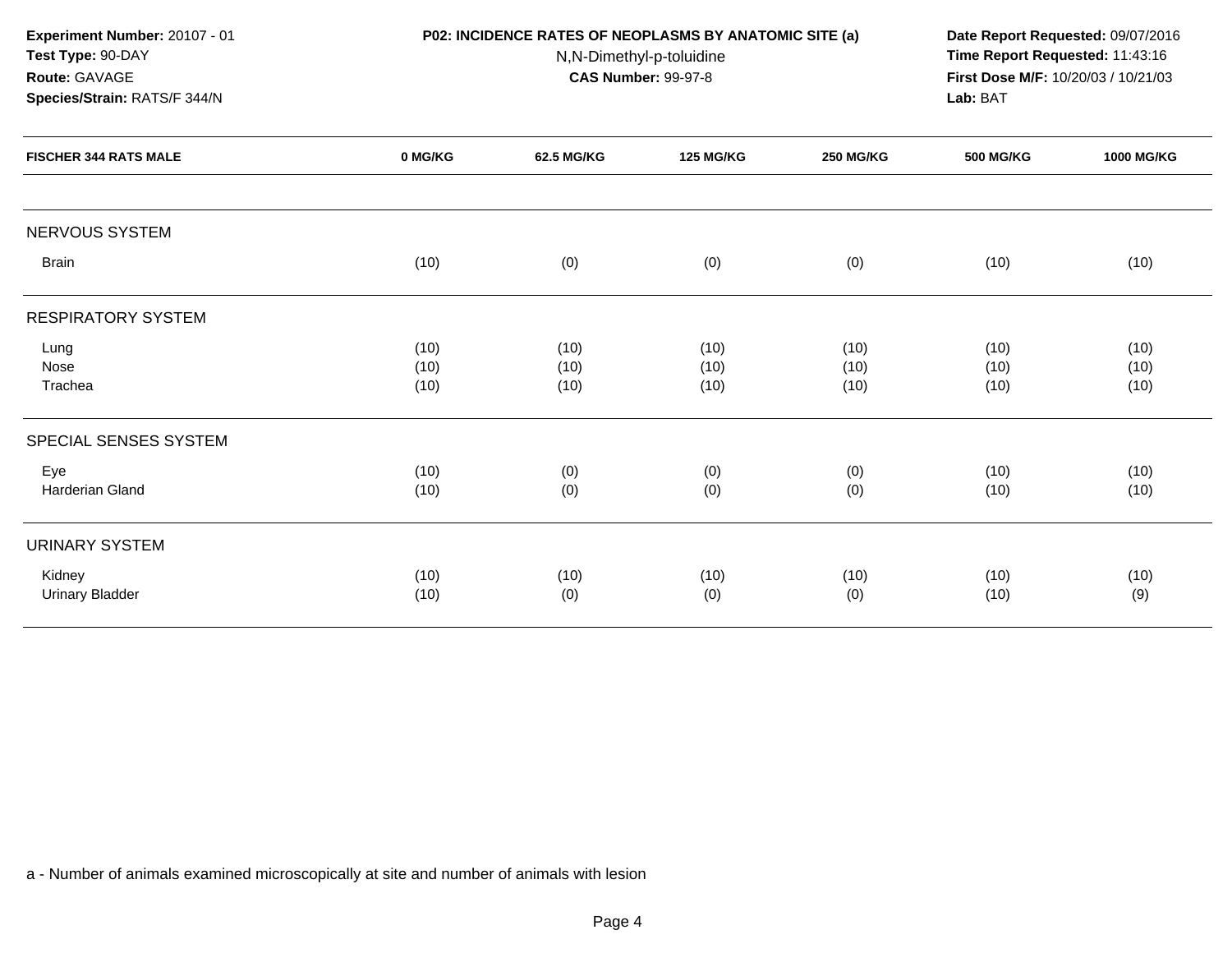**Experiment Number:** 20107 - 01
**Test Type:** 90-DAY
**Route:** GAVAGE
**Species/Strain:** RATS/F 344/N

**P02: INCIDENCE RATES OF NEOPLASMS BY ANATOMIC SITE (a)**
N,N-Dimethyl-p-toluidine
**CAS Number:** 99-97-8

**Date Report Requested:** 09/07/2016
**Time Report Requested:** 11:43:16
**First Dose M/F:** 10/20/03 / 10/21/03
**Lab:** BAT

| FISCHER 344 RATS MALE | 0 MG/KG | 62.5 MG/KG | 125 MG/KG | 250 MG/KG | 500 MG/KG | 1000 MG/KG |
|---|---|---|---|---|---|---|
| NERVOUS SYSTEM | | | | | | |
| Brain | (10) | (0) | (0) | (0) | (10) | (10) |
| RESPIRATORY SYSTEM | | | | | | |
| Lung | (10) | (10) | (10) | (10) | (10) | (10) |
| Nose | (10) | (10) | (10) | (10) | (10) | (10) |
| Trachea | (10) | (10) | (10) | (10) | (10) | (10) |
| SPECIAL SENSES SYSTEM | | | | | | |
| Eye | (10) | (0) | (0) | (0) | (10) | (10) |
| Harderian Gland | (10) | (0) | (0) | (0) | (10) | (10) |
| URINARY SYSTEM | | | | | | |
| Kidney | (10) | (10) | (10) | (10) | (10) | (10) |
| Urinary Bladder | (10) | (0) | (0) | (0) | (10) | (9) |

a - Number of animals examined microscopically at site and number of animals with lesion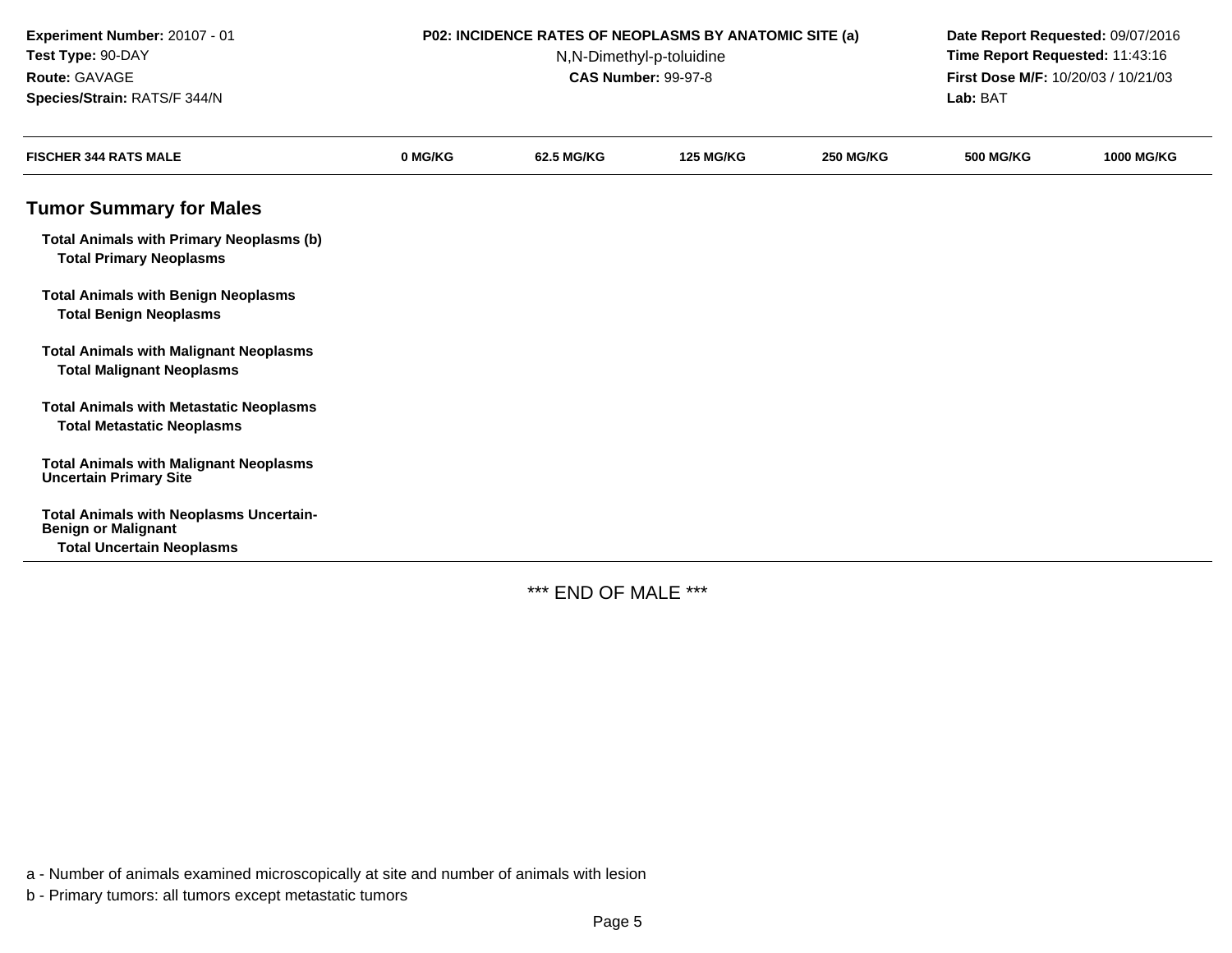**Experiment Number:** 20107 - 01
**Test Type:** 90-DAY
**Route:** GAVAGE
**Species/Strain:** RATS/F 344/N

**P02: INCIDENCE RATES OF NEOPLASMS BY ANATOMIC SITE (a)**
N,N-Dimethyl-p-toluidine
**CAS Number:** 99-97-8

**Date Report Requested:** 09/07/2016
**Time Report Requested:** 11:43:16
**First Dose M/F:** 10/20/03 / 10/21/03
**Lab:** BAT

| FISCHER 344 RATS MALE | 0 MG/KG | 62.5 MG/KG | 125 MG/KG | 250 MG/KG | 500 MG/KG | 1000 MG/KG |
|---|---|---|---|---|---|---|
| **Tumor Summary for Males** | | | | | | |
| **Total Animals with Primary Neoplasms (b)** | | | | | | |
| **Total Primary Neoplasms** | | | | | | |
| **Total Animals with Benign Neoplasms** | | | | | | |
| **Total Benign Neoplasms** | | | | | | |
| **Total Animals with Malignant Neoplasms** | | | | | | |
| **Total Malignant Neoplasms** | | | | | | |
| **Total Animals with Metastatic Neoplasms** | | | | | | |
| **Total Metastatic Neoplasms** | | | | | | |
| **Total Animals with Malignant Neoplasms Uncertain Primary Site** | | | | | | |
| **Total Animals with Neoplasms Uncertain-Benign or Malignant** | | | | | | |
| **Total Uncertain Neoplasms** | | | | | | |

*** END OF MALE ***

a - Number of animals examined microscopically at site and number of animals with lesion

b - Primary tumors: all tumors except metastatic tumors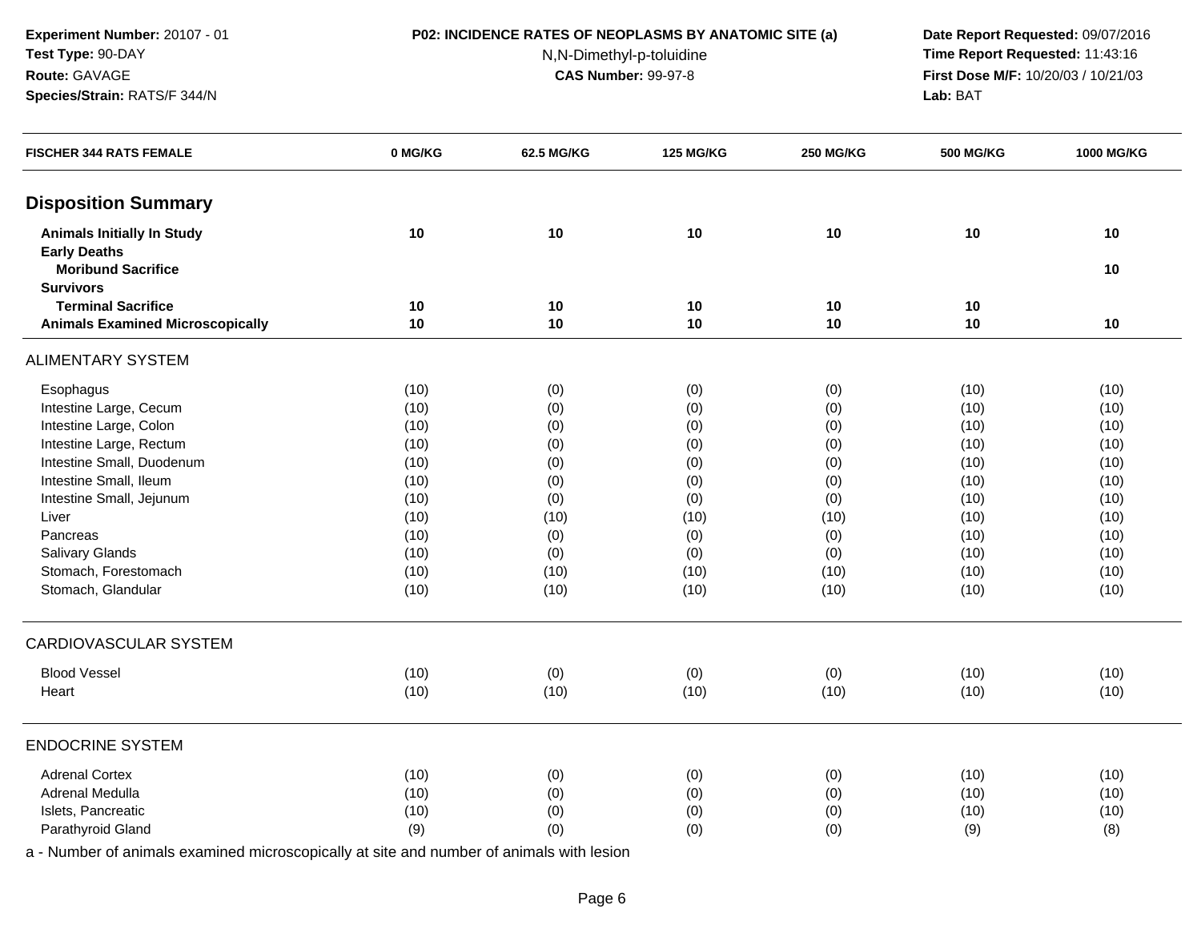**Experiment Number:** 20107 - 01
**Test Type:** 90-DAY
**Route:** GAVAGE
**Species/Strain:** RATS/F 344/N

**P02: INCIDENCE RATES OF NEOPLASMS BY ANATOMIC SITE (a)**
N,N-Dimethyl-p-toluidine
**CAS Number:** 99-97-8

**Date Report Requested:** 09/07/2016
**Time Report Requested:** 11:43:16
**First Dose M/F:** 10/20/03 / 10/21/03
**Lab:** BAT

| FISCHER 344 RATS FEMALE | 0 MG/KG | 62.5 MG/KG | 125 MG/KG | 250 MG/KG | 500 MG/KG | 1000 MG/KG |
|---|---|---|---|---|---|---|
| **Disposition Summary** | | | | | | |
| **Animals Initially In Study** | **10** | **10** | **10** | **10** | **10** | **10** |
| **Early Deaths** | | | | | | |
| **Moribund Sacrifice** | | | | | | **10** |
| **Survivors** | | | | | | |
| **Terminal Sacrifice** | **10** | **10** | **10** | **10** | **10** | |
| **Animals Examined Microscopically** | **10** | **10** | **10** | **10** | **10** | **10** |
| ALIMENTARY SYSTEM | | | | | | |
| Esophagus | (10) | (0) | (0) | (0) | (10) | (10) |
| Intestine Large, Cecum | (10) | (0) | (0) | (0) | (10) | (10) |
| Intestine Large, Colon | (10) | (0) | (0) | (0) | (10) | (10) |
| Intestine Large, Rectum | (10) | (0) | (0) | (0) | (10) | (10) |
| Intestine Small, Duodenum | (10) | (0) | (0) | (0) | (10) | (10) |
| Intestine Small, Ileum | (10) | (0) | (0) | (0) | (10) | (10) |
| Intestine Small, Jejunum | (10) | (0) | (0) | (0) | (10) | (10) |
| Liver | (10) | (10) | (10) | (10) | (10) | (10) |
| Pancreas | (10) | (0) | (0) | (0) | (10) | (10) |
| Salivary Glands | (10) | (0) | (0) | (0) | (10) | (10) |
| Stomach, Forestomach | (10) | (10) | (10) | (10) | (10) | (10) |
| Stomach, Glandular | (10) | (10) | (10) | (10) | (10) | (10) |
| CARDIOVASCULAR SYSTEM | | | | | | |
| Blood Vessel | (10) | (0) | (0) | (0) | (10) | (10) |
| Heart | (10) | (10) | (10) | (10) | (10) | (10) |
| ENDOCRINE SYSTEM | | | | | | |
| Adrenal Cortex | (10) | (0) | (0) | (0) | (10) | (10) |
| Adrenal Medulla | (10) | (0) | (0) | (0) | (10) | (10) |
| Islets, Pancreatic | (10) | (0) | (0) | (0) | (10) | (10) |
| Parathyroid Gland | (9) | (0) | (0) | (0) | (9) | (8) |

a - Number of animals examined microscopically at site and number of animals with lesion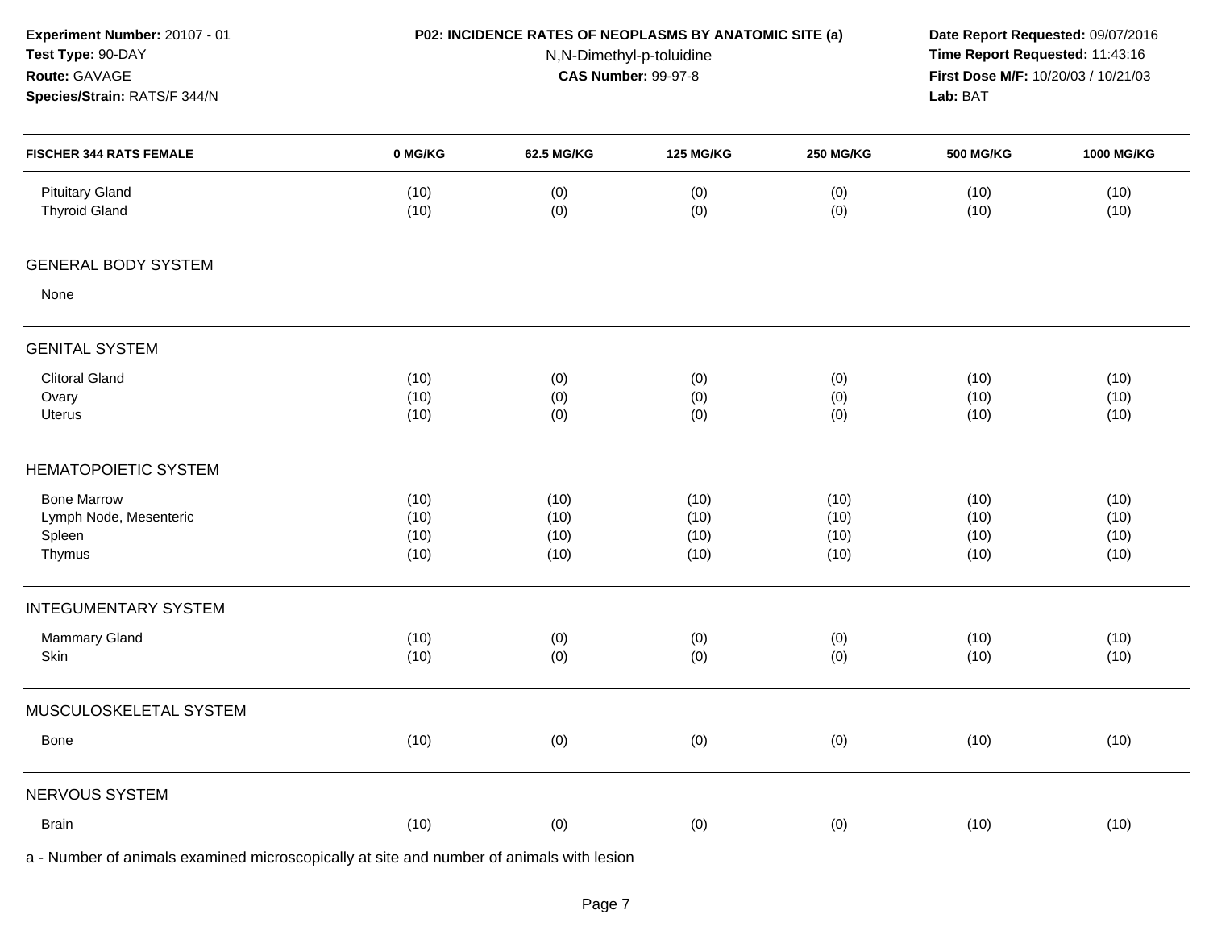**Experiment Number:** 20107 - 01
**Test Type:** 90-DAY
**Route:** GAVAGE
**Species/Strain:** RATS/F 344/N

**P02: INCIDENCE RATES OF NEOPLASMS BY ANATOMIC SITE (a)**
N,N-Dimethyl-p-toluidine
**CAS Number:** 99-97-8

**Date Report Requested:** 09/07/2016
**Time Report Requested:** 11:43:16
**First Dose M/F:** 10/20/03 / 10/21/03
**Lab:** BAT

| FISCHER 344 RATS FEMALE | 0 MG/KG | 62.5 MG/KG | 125 MG/KG | 250 MG/KG | 500 MG/KG | 1000 MG/KG |
|---|---|---|---|---|---|---|
| Pituitary Gland | (10) | (0) | (0) | (0) | (10) | (10) |
| Thyroid Gland | (10) | (0) | (0) | (0) | (10) | (10) |
| **GENERAL BODY SYSTEM** | | | | | | |
| None | | | | | | |
| **GENITAL SYSTEM** | | | | | | |
| Clitoral Gland | (10) | (0) | (0) | (0) | (10) | (10) |
| Ovary | (10) | (0) | (0) | (0) | (10) | (10) |
| Uterus | (10) | (0) | (0) | (0) | (10) | (10) |
| **HEMATOPOIETIC SYSTEM** | | | | | | |
| Bone Marrow | (10) | (10) | (10) | (10) | (10) | (10) |
| Lymph Node, Mesenteric | (10) | (10) | (10) | (10) | (10) | (10) |
| Spleen | (10) | (10) | (10) | (10) | (10) | (10) |
| Thymus | (10) | (10) | (10) | (10) | (10) | (10) |
| **INTEGUMENTARY SYSTEM** | | | | | | |
| Mammary Gland | (10) | (0) | (0) | (0) | (10) | (10) |
| Skin | (10) | (0) | (0) | (0) | (10) | (10) |
| **MUSCULOSKELETAL SYSTEM** | | | | | | |
| Bone | (10) | (0) | (0) | (0) | (10) | (10) |
| **NERVOUS SYSTEM** | | | | | | |
| Brain | (10) | (0) | (0) | (0) | (10) | (10) |

a - Number of animals examined microscopically at site and number of animals with lesion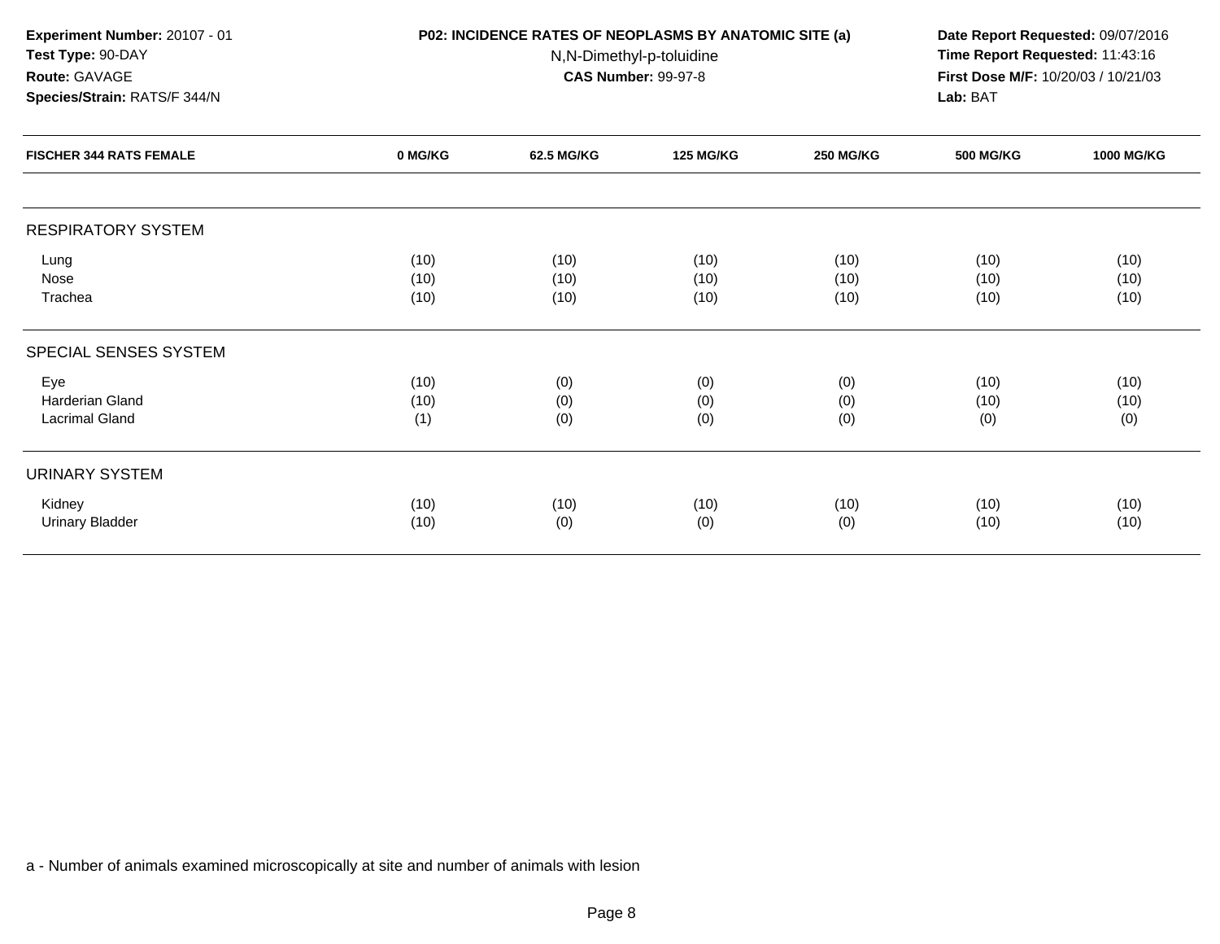**Experiment Number:** 20107 - 01
**Test Type:** 90-DAY
**Route:** GAVAGE
**Species/Strain:** RATS/F 344/N

**P02: INCIDENCE RATES OF NEOPLASMS BY ANATOMIC SITE (a)**
N,N-Dimethyl-p-toluidine
**CAS Number:** 99-97-8

**Date Report Requested:** 09/07/2016
**Time Report Requested:** 11:43:16
**First Dose M/F:** 10/20/03 / 10/21/03
**Lab:** BAT

| FISCHER 344 RATS FEMALE | 0 MG/KG | 62.5 MG/KG | 125 MG/KG | 250 MG/KG | 500 MG/KG | 1000 MG/KG |
|---|---|---|---|---|---|---|
| **RESPIRATORY SYSTEM** | | | | | | |
| Lung | (10) | (10) | (10) | (10) | (10) | (10) |
| Nose | (10) | (10) | (10) | (10) | (10) | (10) |
| Trachea | (10) | (10) | (10) | (10) | (10) | (10) |
| **SPECIAL SENSES SYSTEM** | | | | | | |
| Eye | (10) | (0) | (0) | (0) | (10) | (10) |
| Harderian Gland | (10) | (0) | (0) | (0) | (10) | (10) |
| Lacrimal Gland | (1) | (0) | (0) | (0) | (0) | (0) |
| **URINARY SYSTEM** | | | | | | |
| Kidney | (10) | (10) | (10) | (10) | (10) | (10) |
| Urinary Bladder | (10) | (0) | (0) | (0) | (10) | (10) |

a - Number of animals examined microscopically at site and number of animals with lesion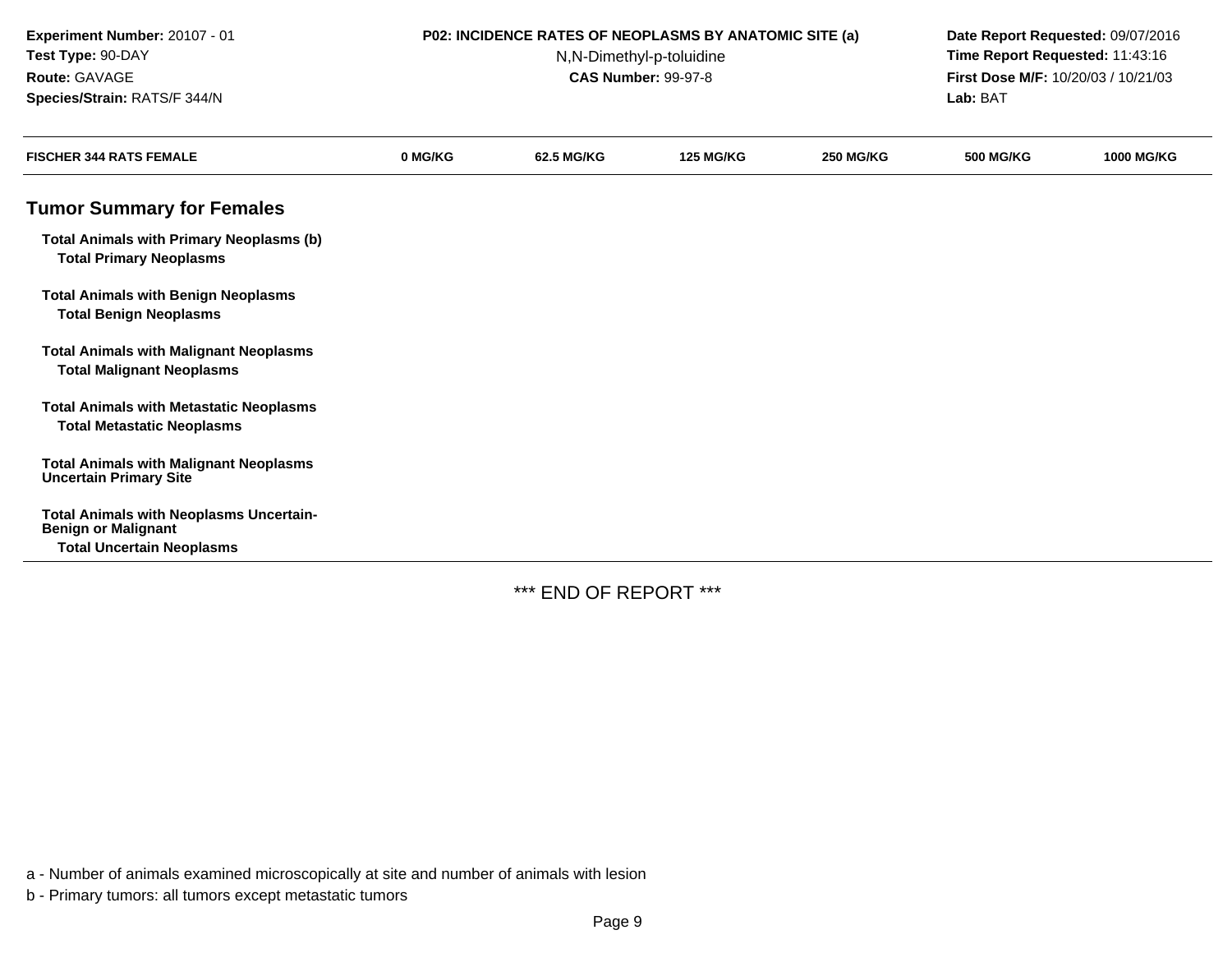**Experiment Number:** 20107 - 01
**Test Type:** 90-DAY
**Route:** GAVAGE
**Species/Strain:** RATS/F 344/N

**P02: INCIDENCE RATES OF NEOPLASMS BY ANATOMIC SITE (a)**
N,N-Dimethyl-p-toluidine
**CAS Number:** 99-97-8

**Date Report Requested:** 09/07/2016
**Time Report Requested:** 11:43:16
**First Dose M/F:** 10/20/03 / 10/21/03
**Lab:** BAT

| FISCHER 344 RATS FEMALE | 0 MG/KG | 62.5 MG/KG | 125 MG/KG | 250 MG/KG | 500 MG/KG | 1000 MG/KG |
|---|---|---|---|---|---|---|
| **Tumor Summary for Females** | | | | | | |
| **Total Animals with Primary Neoplasms (b)** | | | | | | |
| **Total Primary Neoplasms** | | | | | | |
| **Total Animals with Benign Neoplasms** | | | | | | |
| **Total Benign Neoplasms** | | | | | | |
| **Total Animals with Malignant Neoplasms** | | | | | | |
| **Total Malignant Neoplasms** | | | | | | |
| **Total Animals with Metastatic Neoplasms** | | | | | | |
| **Total Metastatic Neoplasms** | | | | | | |
| **Total Animals with Malignant Neoplasms Uncertain Primary Site** | | | | | | |
| **Total Animals with Neoplasms Uncertain-Benign or Malignant** | | | | | | |
| **Total Uncertain Neoplasms** | | | | | | |

*** END OF REPORT ***

a - Number of animals examined microscopically at site and number of animals with lesion

b - Primary tumors: all tumors except metastatic tumors